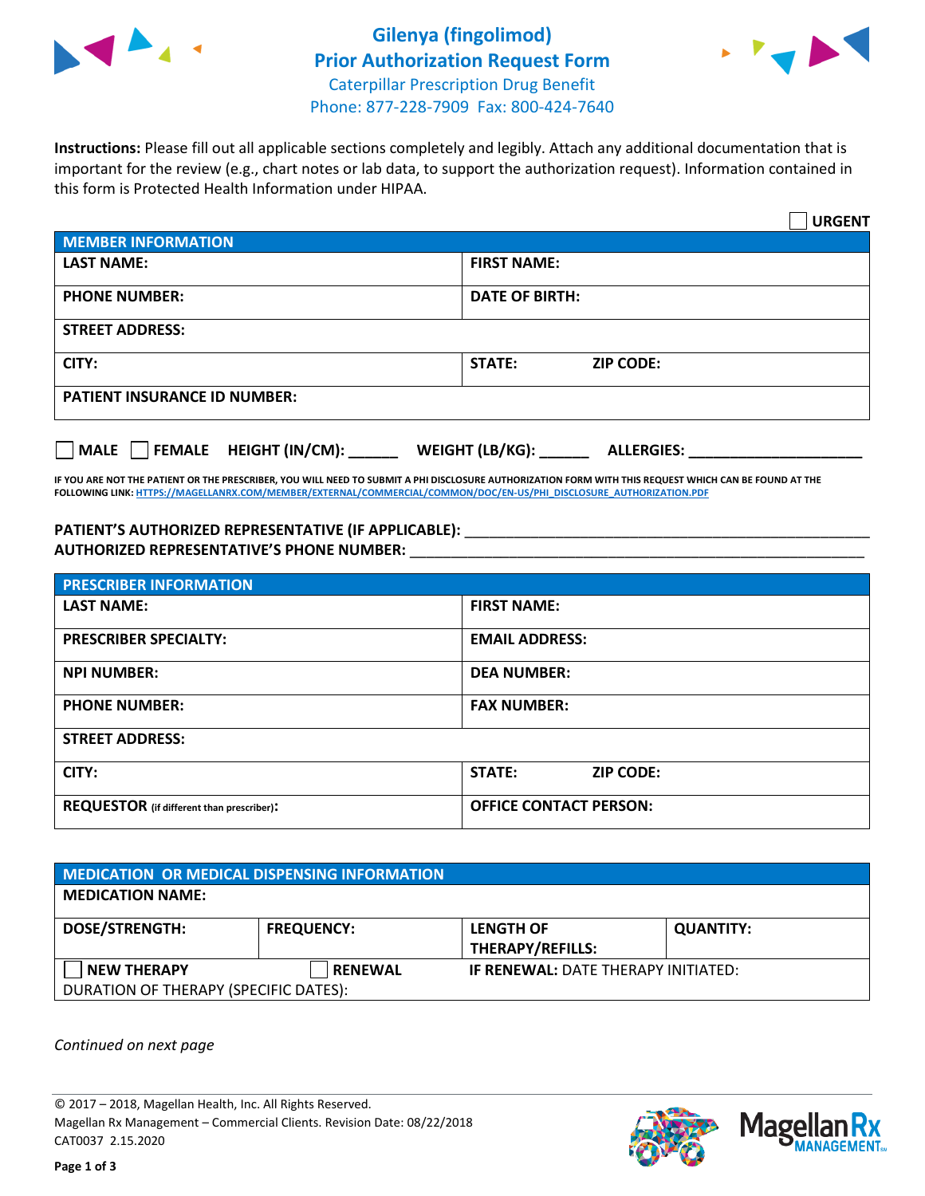# Gilenya (fingolimod)
## Prior Authorization Request Form
Caterpillar Prescription Drug Benefit
Phone: 877-228-7909 Fax: 800-424-7640

**Instructions:** Please fill out all applicable sections completely and legibly. Attach any additional documentation that is important for the review (e.g., chart notes or lab data, to support the authorization request). Information contained in this form is Protected Health Information under HIPAA.

☐ **URGENT**

| **MEMBER INFORMATION** | | |
|---|---|---|
| **LAST NAME:** | **FIRST NAME:** | |
| **PHONE NUMBER:** | **DATE OF BIRTH:** | |
| **STREET ADDRESS:** | | |
| **CITY:** | **STATE:** | **ZIP CODE:** |
| **PATIENT INSURANCE ID NUMBER:** | | |

☐ **MALE** ☐ **FEMALE** **HEIGHT (IN/CM):** ______ **WEIGHT (LB/KG):** ______ **ALLERGIES:** ____________________

**IF YOU ARE NOT THE PATIENT OR THE PRESCRIBER, YOU WILL NEED TO SUBMIT A PHI DISCLOSURE AUTHORIZATION FORM WITH THIS REQUEST WHICH CAN BE FOUND AT THE FOLLOWING LINK: HTTPS://MAGELLANRX.COM/MEMBER/EXTERNAL/COMMERCIAL/COMMON/DOC/EN-US/PHI_DISCLOSURE_AUTHORIZATION.PDF**

**PATIENT'S AUTHORIZED REPRESENTATIVE (IF APPLICABLE):** ____________________________________________

**AUTHORIZED REPRESENTATIVE'S PHONE NUMBER:** ____________________________________________

| **PRESCRIBER INFORMATION** | | |
|---|---|---|
| **LAST NAME:** | **FIRST NAME:** | |
| **PRESCRIBER SPECIALTY:** | **EMAIL ADDRESS:** | |
| **NPI NUMBER:** | **DEA NUMBER:** | |
| **PHONE NUMBER:** | **FAX NUMBER:** | |
| **STREET ADDRESS:** | | |
| **CITY:** | **STATE:** | **ZIP CODE:** |
| **REQUESTOR** (if different than prescriber)**:** | **OFFICE CONTACT PERSON:** | |

| **MEDICATION OR MEDICAL DISPENSING INFORMATION** | | | |
|---|---|---|---|
| **MEDICATION NAME:** | | | |
| **DOSE/STRENGTH:** | **FREQUENCY:** | **LENGTH OF THERAPY/REFILLS:** | **QUANTITY:** |
| ☐ **NEW THERAPY** | ☐ **RENEWAL** | **IF RENEWAL:** DATE THERAPY INITIATED: | |
| DURATION OF THERAPY (SPECIFIC DATES): | | | |

*Continued on next page*

© 2017 – 2018, Magellan Health, Inc. All Rights Reserved.
Magellan Rx Management – Commercial Clients. Revision Date: 08/22/2018
CAT0037 2.15.2020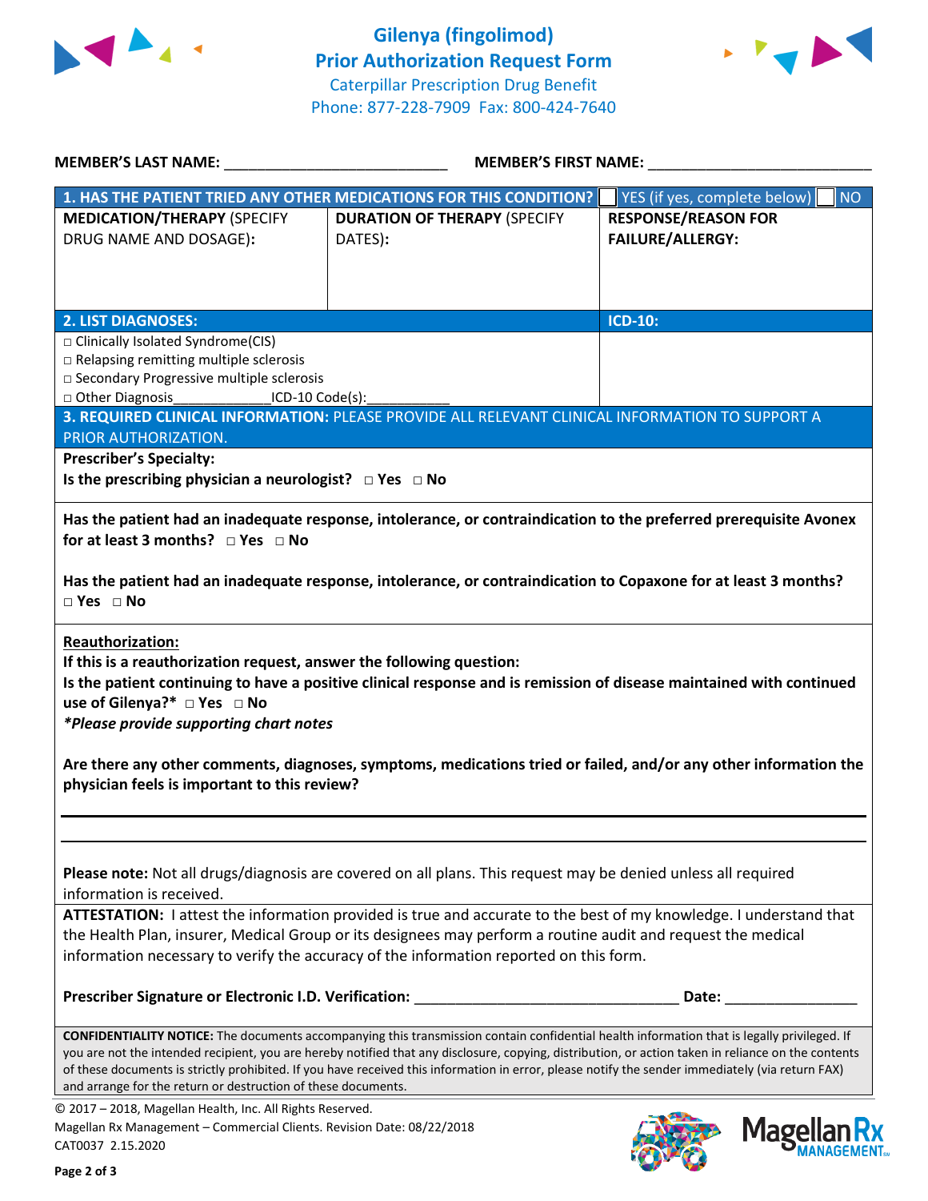# Gilenya (fingolimod)
## Prior Authorization Request Form

Caterpillar Prescription Drug Benefit
Phone: 877-228-7909 Fax: 800-424-7640

**MEMBER'S LAST NAME:** ___________________________ **MEMBER'S FIRST NAME:** ___________________________

| **1. HAS THE PATIENT TRIED ANY OTHER MEDICATIONS FOR THIS CONDITION?** | | ☐ YES (if yes, complete below) ☐ NO |
|---|---|---|
| **MEDICATION/THERAPY** (SPECIFY DRUG NAME AND DOSAGE): | **DURATION OF THERAPY** (SPECIFY DATES): | **RESPONSE/REASON FOR FAILURE/ALLERGY:** |
| | | |

| **2. LIST DIAGNOSES:** | **ICD-10:** |
|---|---|
| □ Clinically Isolated Syndrome(CIS)<br>□ Relapsing remitting multiple sclerosis<br>□ Secondary Progressive multiple sclerosis<br>□ Other Diagnosis_____________ICD-10 Code(s):___________ | |

**3. REQUIRED CLINICAL INFORMATION:** PLEASE PROVIDE ALL RELEVANT CLINICAL INFORMATION TO SUPPORT A PRIOR AUTHORIZATION.

**Prescriber's Specialty:**

**Is the prescribing physician a neurologist?** □ **Yes** □ **No**

**Has the patient had an inadequate response, intolerance, or contraindication to the preferred prerequisite Avonex for at least 3 months?** □ **Yes** □ **No**

**Has the patient had an inadequate response, intolerance, or contraindication to Copaxone for at least 3 months?** □ **Yes** □ **No**

**Reauthorization:**

**If this is a reauthorization request, answer the following question:**

**Is the patient continuing to have a positive clinical response and is remission of disease maintained with continued use of Gilenya?*** □ **Yes** □ **No**

***Please provide supporting chart notes***

**Are there any other comments, diagnoses, symptoms, medications tried or failed, and/or any other information the physician feels is important to this review?**

_______________________________________________________________

_______________________________________________________________

**Please note:** Not all drugs/diagnosis are covered on all plans. This request may be denied unless all required information is received.

**ATTESTATION:** I attest the information provided is true and accurate to the best of my knowledge. I understand that the Health Plan, insurer, Medical Group or its designees may perform a routine audit and request the medical information necessary to verify the accuracy of the information reported on this form.

**Prescriber Signature or Electronic I.D. Verification:** ________________________________ **Date:** ________________

**CONFIDENTIALITY NOTICE:** The documents accompanying this transmission contain confidential health information that is legally privileged. If you are not the intended recipient, you are hereby notified that any disclosure, copying, distribution, or action taken in reliance on the contents of these documents is strictly prohibited. If you have received this information in error, please notify the sender immediately (via return FAX) and arrange for the return or destruction of these documents.

© 2017 – 2018, Magellan Health, Inc. All Rights Reserved.
Magellan Rx Management – Commercial Clients. Revision Date: 08/22/2018
CAT0037 2.15.2020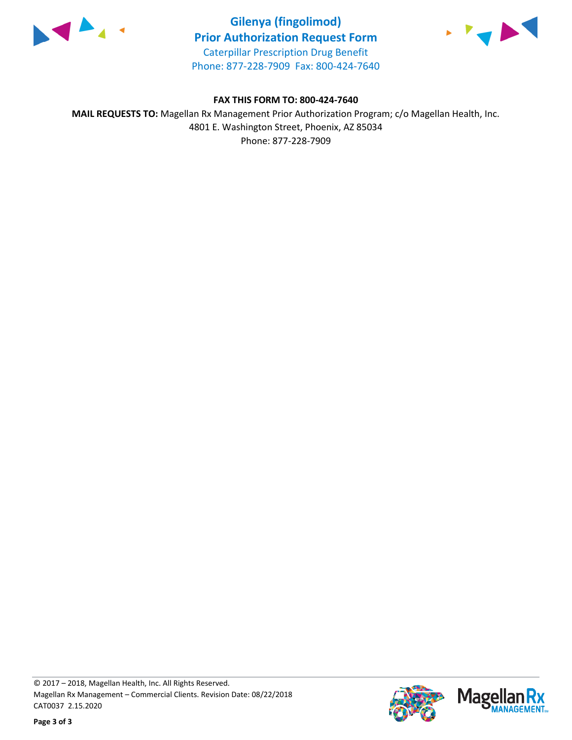**FAX THIS FORM TO: 800-424-7640**

**MAIL REQUESTS TO:** Magellan Rx Management Prior Authorization Program; c/o Magellan Health, Inc.
4801 E. Washington Street, Phoenix, AZ 85034
Phone: 877-228-7909